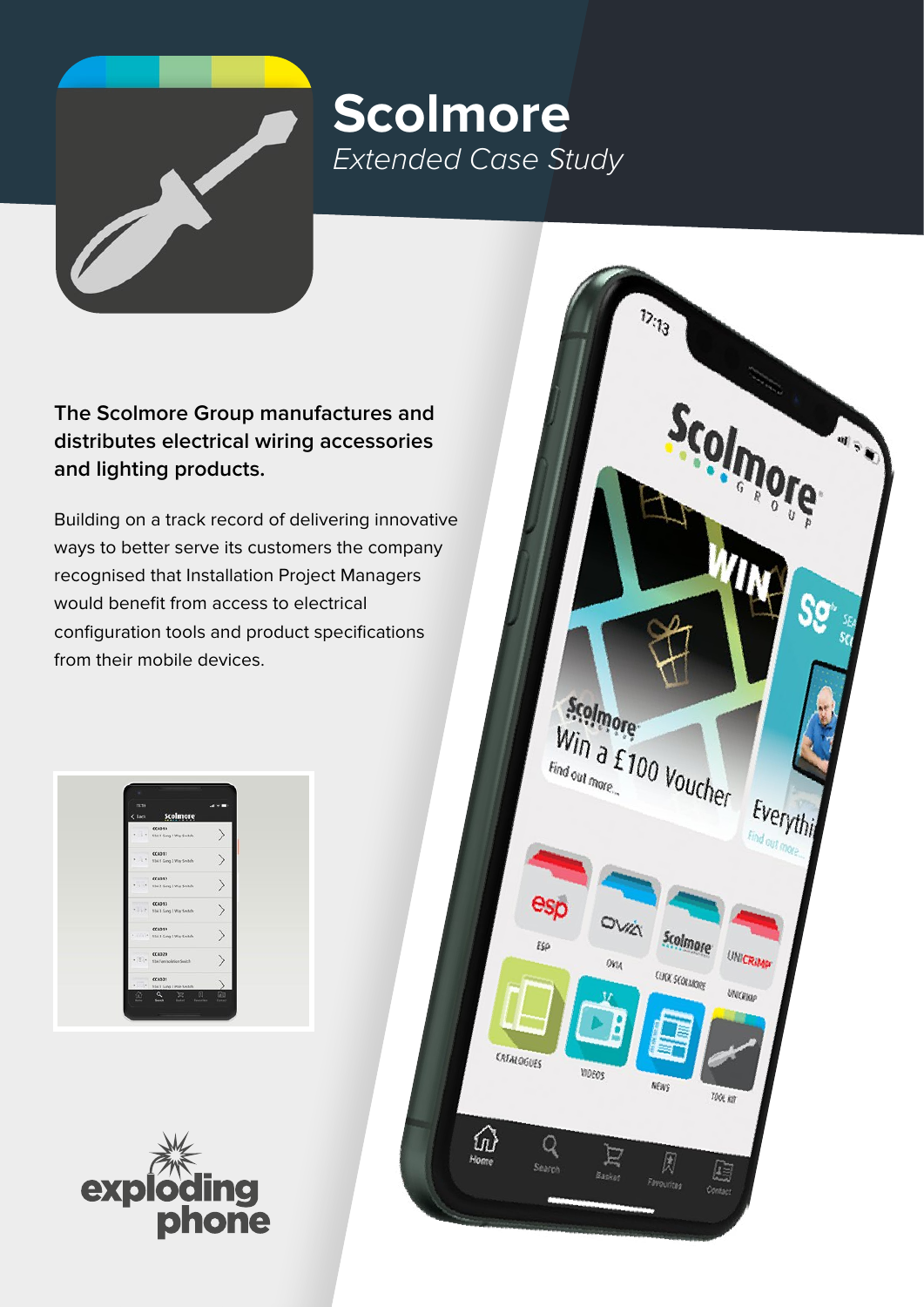# Scolmore

*Extended Case Study*

**The Scolmore Group manufactures and distributes electrical wiring accessories and lighting products.**

Building on a track record of delivering innovative ways to better serve its customers the company recognised that Installation Project Managers would benefit from access to electrical configuration tools and product specifications from their mobile devices.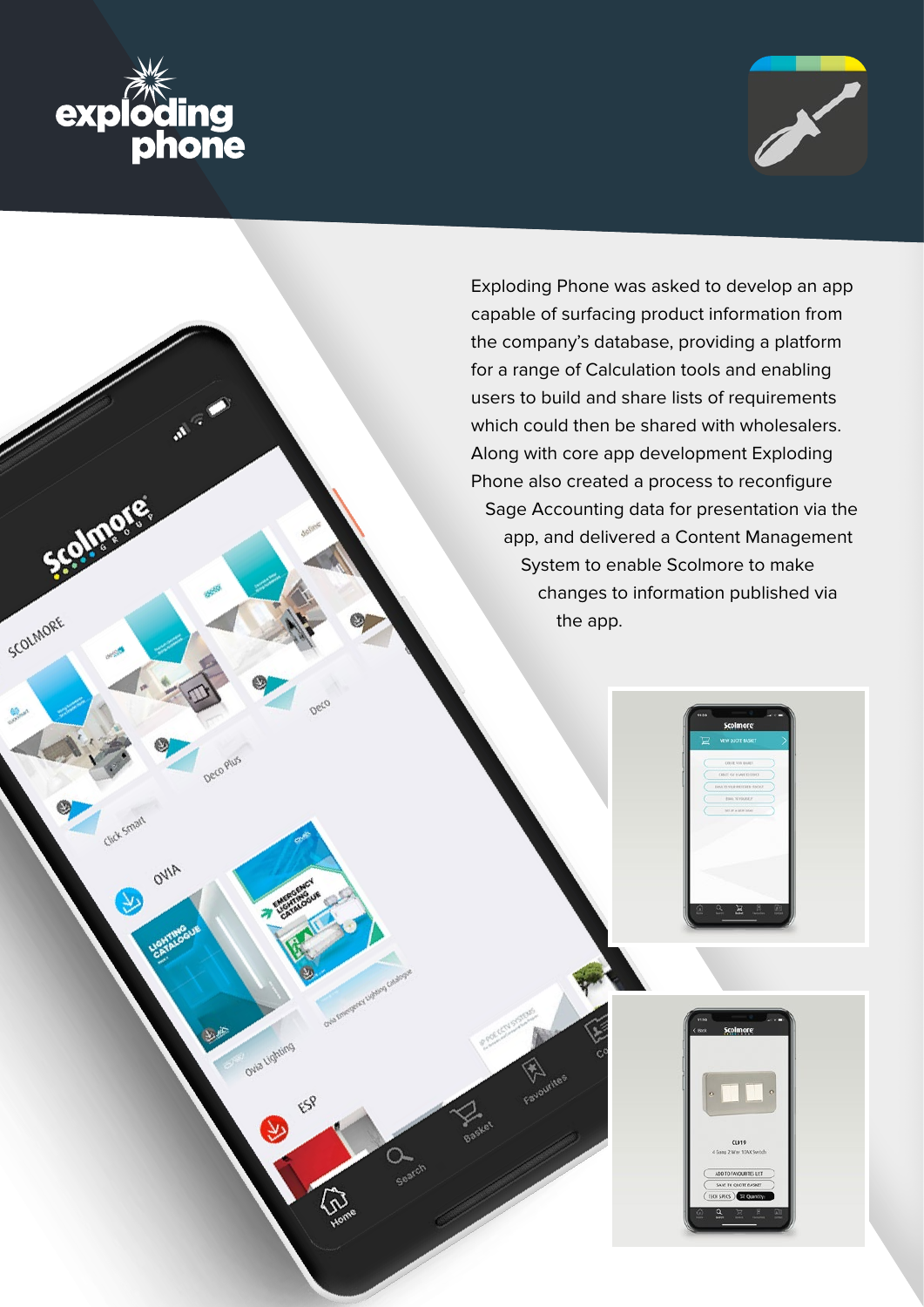Exploding Phone was asked to develop an app capable of surfacing product information from the company's database, providing a platform for a range of Calculation tools and enabling users to build and share lists of requirements which could then be shared with wholesalers. Along with core app development Exploding Phone also created a process to reconfigure Sage Accounting data for presentation via the app, and delivered a Content Management System to enable Scolmore to make changes to information published via the app.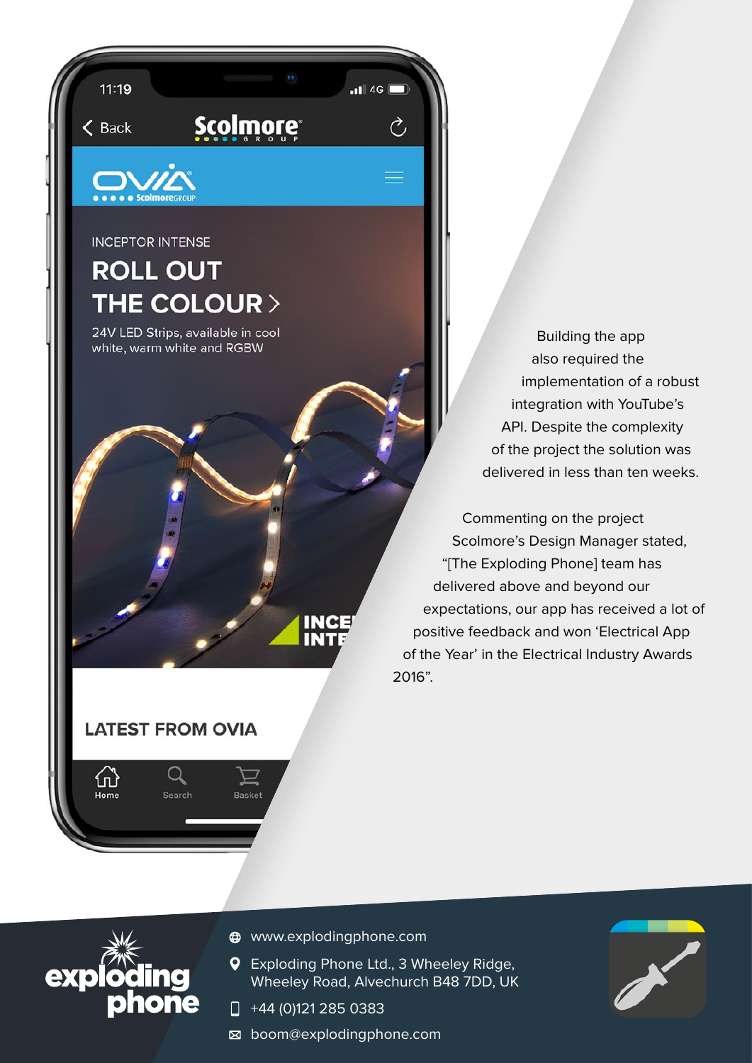Building the app also required the implementation of a robust integration with YouTube's API. Despite the complexity of the project the solution was delivered in less than ten weeks.

Commenting on the project Scolmore's Design Manager stated, "[The Exploding Phone] team has delivered above and beyond our expectations, our app has received a lot of positive feedback and won 'Electrical App of the Year' in the Electrical Industry Awards 2016".

www.explodingphone.com

Exploding Phone Ltd., 3 Wheeley Ridge, Wheeley Road, Alvechurch B48 7DD, UK

+44 (0)121 285 0383

boom@explodingphone.com